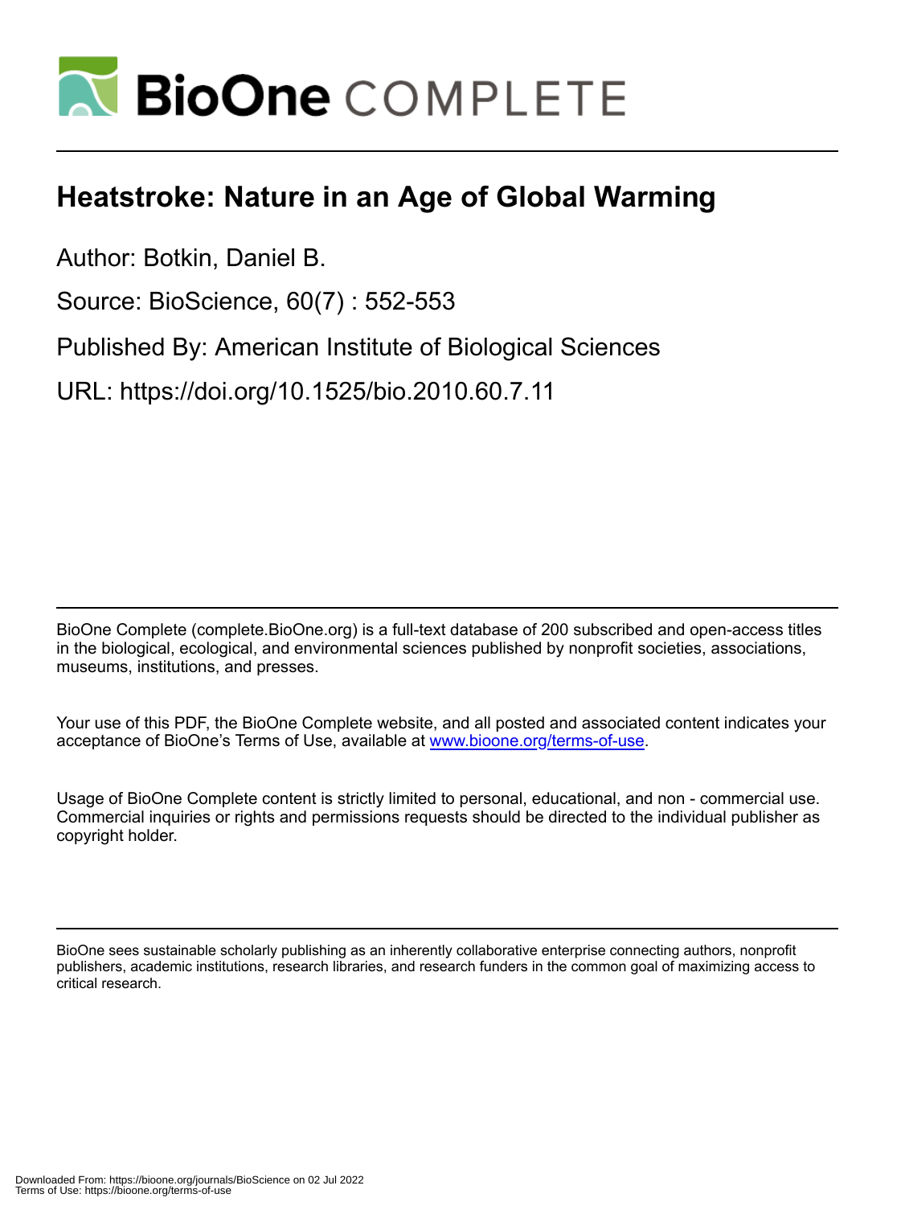# Heatstroke: Nature in an Age of Global Warming

Author: Botkin, Daniel B.

Source: BioScience, 60(7) : 552-553

Published By: American Institute of Biological Sciences

URL: https://doi.org/10.1525/bio.2010.60.7.11

BioOne Complete (complete.BioOne.org) is a full-text database of 200 subscribed and open-access titles in the biological, ecological, and environmental sciences published by nonprofit societies, associations, museums, institutions, and presses.

Your use of this PDF, the BioOne Complete website, and all posted and associated content indicates your acceptance of BioOne's Terms of Use, available at www.bioone.org/terms-of-use.

Usage of BioOne Complete content is strictly limited to personal, educational, and non - commercial use. Commercial inquiries or rights and permissions requests should be directed to the individual publisher as copyright holder.

BioOne sees sustainable scholarly publishing as an inherently collaborative enterprise connecting authors, nonprofit publishers, academic institutions, research libraries, and research funders in the common goal of maximizing access to critical research.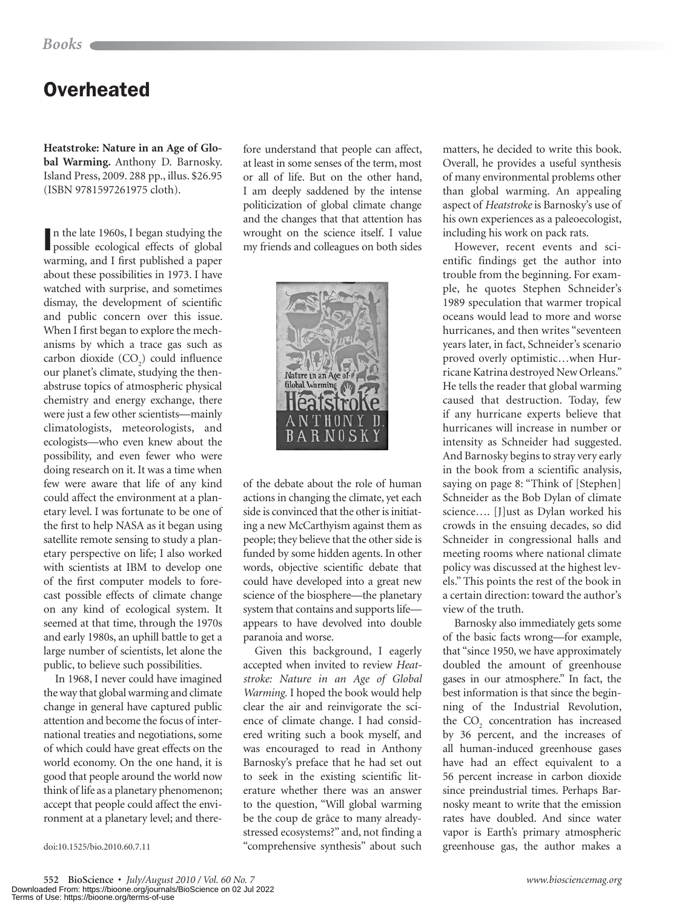*Books*

# Overheated

**Heatstroke: Nature in an Age of Global Warming.** Anthony D. Barnosky. Island Press, 2009. 288 pp., illus. $26.95 (ISBN 9781597261975 cloth).

In the late 1960s, I began studying the possible ecological effects of global warming, and I first published a paper about these possibilities in 1973. I have watched with surprise, and sometimes dismay, the development of scientific and public concern over this issue. When I first began to explore the mechanisms by which a trace gas such as carbon dioxide ($CO_2$) could influence our planet's climate, studying the then-abstruse topics of atmospheric physical chemistry and energy exchange, there were just a few other scientists—mainly climatologists, meteorologists, and ecologists—who even knew about the possibility, and even fewer who were doing research on it. It was a time when few were aware that life of any kind could affect the environment at a planetary level. I was fortunate to be one of the first to help NASA as it began using satellite remote sensing to study a planetary perspective on life; I also worked with scientists at IBM to develop one of the first computer models to forecast possible effects of climate change on any kind of ecological system. It seemed at that time, through the 1970s and early 1980s, an uphill battle to get a large number of scientists, let alone the public, to believe such possibilities.

In 1968, I never could have imagined the way that global warming and climate change in general have captured public attention and become the focus of international treaties and negotiations, some of which could have great effects on the world economy. On the one hand, it is good that people around the world now think of life as a planetary phenomenon; accept that people could affect the environment at a planetary level; and therefore understand that people can affect, at least in some senses of the term, most or all of life. But on the other hand, I am deeply saddened by the intense politicization of global climate change and the changes that that attention has wrought on the science itself. I value my friends and colleagues on both sides of the debate about the role of human actions in changing the climate, yet each side is convinced that the other is initiating a new McCarthyism against them as people; they believe that the other side is funded by some hidden agents. In other words, objective scientific debate that could have developed into a great new science of the biosphere—the planetary system that contains and supports life—appears to have devolved into double paranoia and worse.

Given this background, I eagerly accepted when invited to review *Heatstroke: Nature in an Age of Global Warming.* I hoped the book would help clear the air and reinvigorate the science of climate change. I had considered writing such a book myself, and was encouraged to read in Anthony Barnosky's preface that he had set out to seek in the existing scientific literature whether there was an answer to the question, "Will global warming be the coup de grâce to many already-stressed ecosystems?" and, not finding a "comprehensive synthesis" about such matters, he decided to write this book. Overall, he provides a useful synthesis of many environmental problems other than global warming. An appealing aspect of *Heatstroke* is Barnosky's use of his own experiences as a paleoecologist, including his work on pack rats.

However, recent events and scientific findings get the author into trouble from the beginning. For example, he quotes Stephen Schneider's 1989 speculation that warmer tropical oceans would lead to more and worse hurricanes, and then writes "seventeen years later, in fact, Schneider's scenario proved overly optimistic…when Hurricane Katrina destroyed New Orleans." He tells the reader that global warming caused that destruction. Today, few if any hurricane experts believe that hurricanes will increase in number or intensity as Schneider had suggested. And Barnosky begins to stray very early in the book from a scientific analysis, saying on page 8: "Think of [Stephen] Schneider as the Bob Dylan of climate science…. [J]ust as Dylan worked his crowds in the ensuing decades, so did Schneider in congressional halls and meeting rooms where national climate policy was discussed at the highest levels." This points the rest of the book in a certain direction: toward the author's view of the truth.

Barnosky also immediately gets some of the basic facts wrong—for example, that "since 1950, we have approximately doubled the amount of greenhouse gases in our atmosphere." In fact, the best information is that since the beginning of the Industrial Revolution, the $CO_2$ concentration has increased by 36 percent, and the increases of all human-induced greenhouse gases have had an effect equivalent to a 56 percent increase in carbon dioxide since preindustrial times. Perhaps Barnosky meant to write that the emission rates have doubled. And since water vapor is Earth's primary atmospheric greenhouse gas, the author makes a

doi:10.1525/bio.2010.60.7.11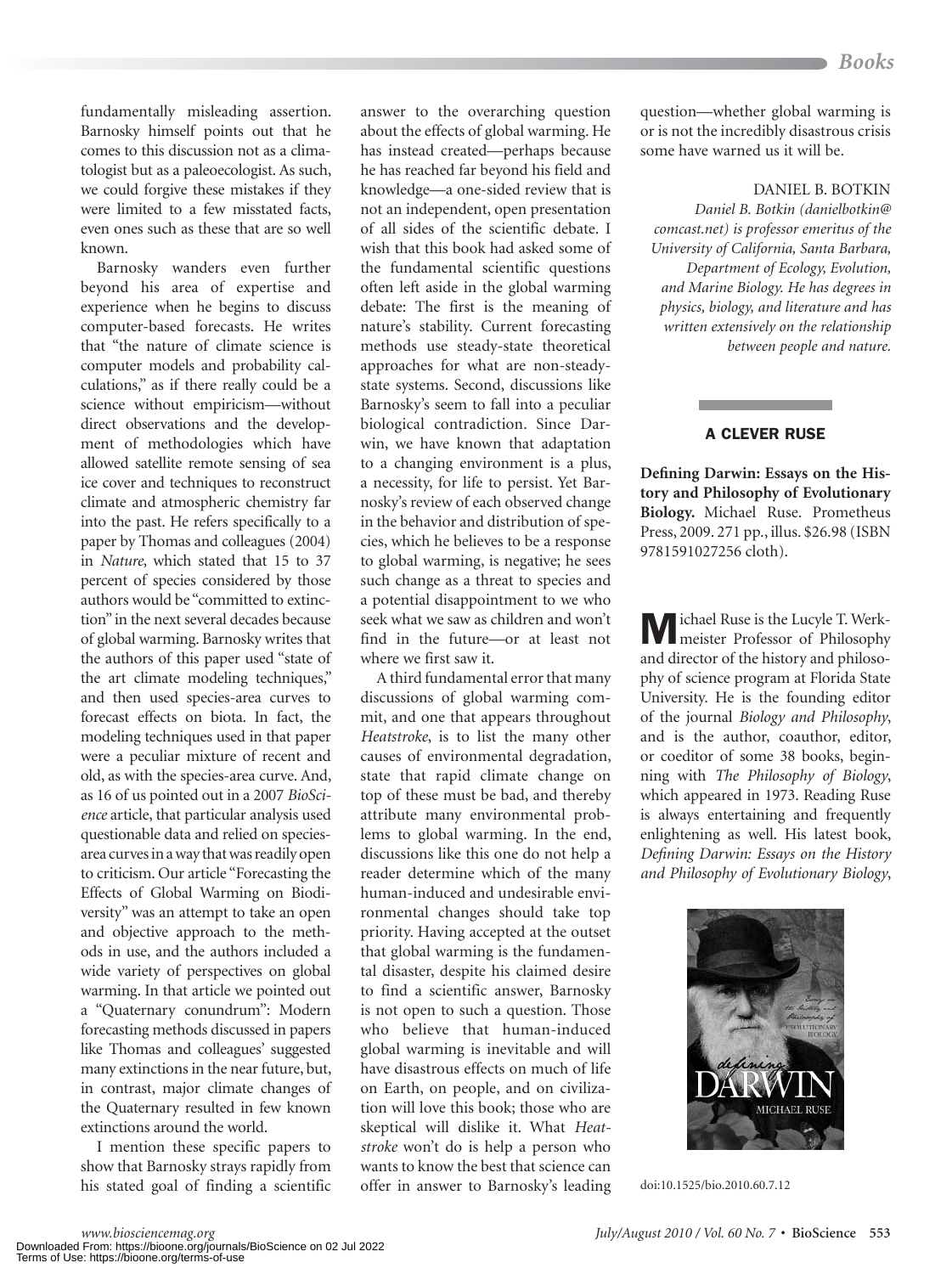fundamentally misleading assertion. Barnosky himself points out that he comes to this discussion not as a climatologist but as a paleoecologist. As such, we could forgive these mistakes if they were limited to a few misstated facts, even ones such as these that are so well known.

Barnosky wanders even further beyond his area of expertise and experience when he begins to discuss computer-based forecasts. He writes that "the nature of climate science is computer models and probability calculations," as if there really could be a science without empiricism—without direct observations and the development of methodologies which have allowed satellite remote sensing of sea ice cover and techniques to reconstruct climate and atmospheric chemistry far into the past. He refers specifically to a paper by Thomas and colleagues (2004) in *Nature*, which stated that 15 to 37 percent of species considered by those authors would be "committed to extinction" in the next several decades because of global warming. Barnosky writes that the authors of this paper used "state of the art climate modeling techniques," and then used species-area curves to forecast effects on biota. In fact, the modeling techniques used in that paper were a peculiar mixture of recent and old, as with the species-area curve. And, as 16 of us pointed out in a 2007 *BioScience* article, that particular analysis used questionable data and relied on species-area curves in a way that was readily open to criticism. Our article "Forecasting the Effects of Global Warming on Biodiversity" was an attempt to take an open and objective approach to the methods in use, and the authors included a wide variety of perspectives on global warming. In that article we pointed out a "Quaternary conundrum": Modern forecasting methods discussed in papers like Thomas and colleagues' suggested many extinctions in the near future, but, in contrast, major climate changes of the Quaternary resulted in few known extinctions around the world.

I mention these specific papers to show that Barnosky strays rapidly from his stated goal of finding a scientific answer to the overarching question about the effects of global warming. He has instead created—perhaps because he has reached far beyond his field and knowledge—a one-sided review that is not an independent, open presentation of all sides of the scientific debate. I wish that this book had asked some of the fundamental scientific questions often left aside in the global warming debate: The first is the meaning of nature's stability. Current forecasting methods use steady-state theoretical approaches for what are non-steady-state systems. Second, discussions like Barnosky's seem to fall into a peculiar biological contradiction. Since Darwin, we have known that adaptation to a changing environment is a plus, a necessity, for life to persist. Yet Barnosky's review of each observed change in the behavior and distribution of species, which he believes to be a response to global warming, is negative; he sees such change as a threat to species and a potential disappointment to we who seek what we saw as children and won't find in the future—or at least not where we first saw it.

A third fundamental error that many discussions of global warming commit, and one that appears throughout *Heatstroke*, is to list the many other causes of environmental degradation, state that rapid climate change on top of these must be bad, and thereby attribute many environmental problems to global warming. In the end, discussions like this one do not help a reader determine which of the many human-induced and undesirable environmental changes should take top priority. Having accepted at the outset that global warming is the fundamental disaster, despite his claimed desire to find a scientific answer, Barnosky is not open to such a question. Those who believe that human-induced global warming is inevitable and will have disastrous effects on much of life on Earth, on people, and on civilization will love this book; those who are skeptical will dislike it. What *Heatstroke* won't do is help a person who wants to know the best that science can offer in answer to Barnosky's leading question—whether global warming is or is not the incredibly disastrous crisis some have warned us it will be.

DANIEL B. BOTKIN

*Daniel B. Botkin (danielbotkin@comcast.net) is professor emeritus of the University of California, Santa Barbara, Department of Ecology, Evolution, and Marine Biology. He has degrees in physics, biology, and literature and has written extensively on the relationship between people and nature.*

## A CLEVER RUSE

**Defining Darwin: Essays on the History and Philosophy of Evolutionary Biology.** Michael Ruse. Prometheus Press, 2009. 271 pp., illus. $26.98 (ISBN 9781591027256 cloth).

Michael Ruse is the Lucyle T. Werkmeister Professor of Philosophy and director of the history and philosophy of science program at Florida State University. He is the founding editor of the journal *Biology and Philosophy*, and is the author, coauthor, editor, or coeditor of some 38 books, beginning with *The Philosophy of Biology*, which appeared in 1973. Reading Ruse is always entertaining and frequently enlightening as well. His latest book, *Defining Darwin: Essays on the History and Philosophy of Evolutionary Biology*,

doi:10.1525/bio.2010.60.7.12